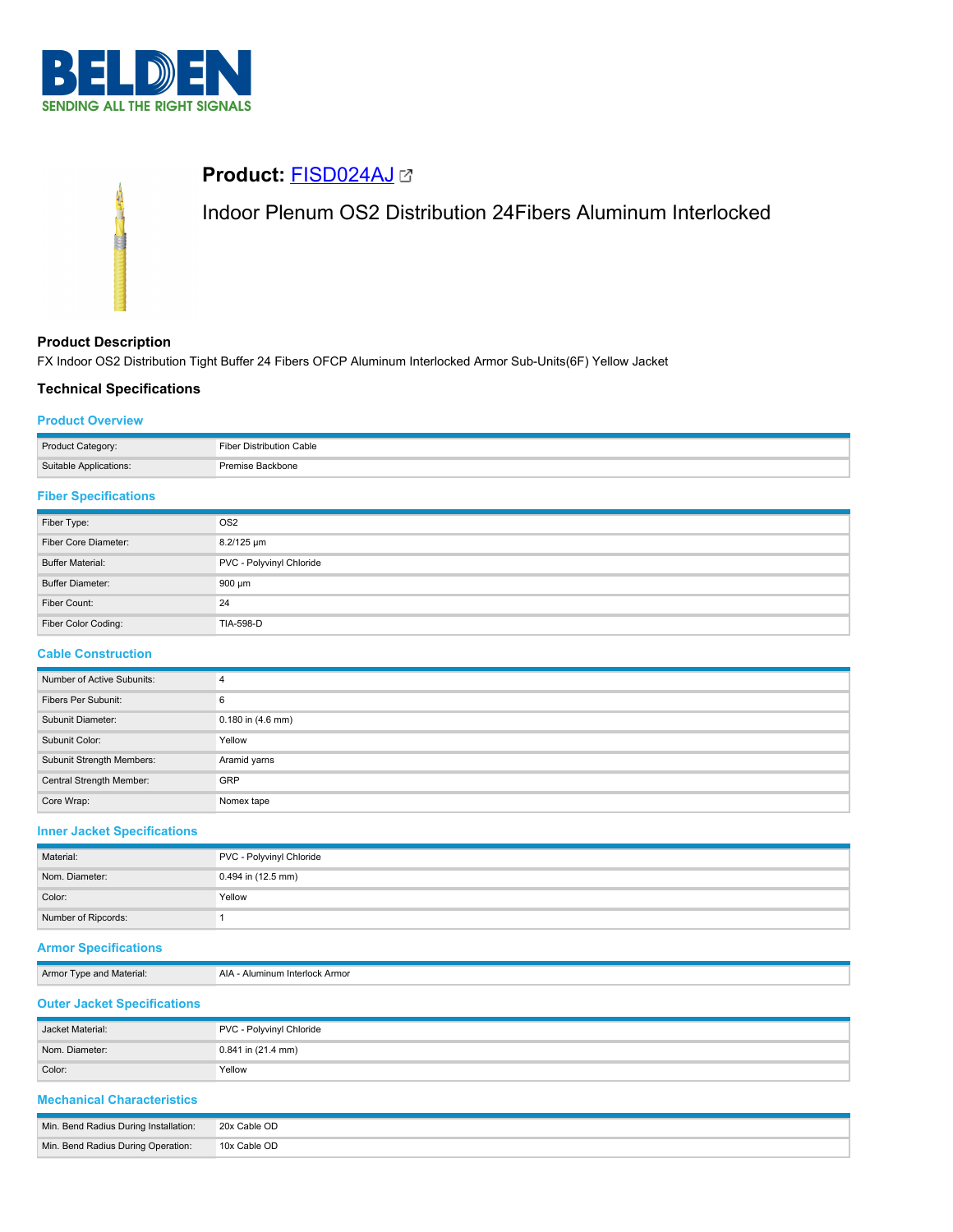# Product: FISD024AJ

Indoor Plenum OS2 Distribution 24Fibers Aluminum Interlocked

## Product Description

FX Indoor OS2 Distribution Tight Buffer 24 Fibers OFCP Aluminum Interlocked Armor Sub-Units(6F) Yellow Jacket

## Technical Specifications

### Product Overview

| | |
|---|---|
| Product Category: | Fiber Distribution Cable |
| Suitable Applications: | Premise Backbone |

### Fiber Specifications

| | |
|---|---|
| Fiber Type: | OS2 |
| Fiber Core Diameter: | 8.2/125 µm |
| Buffer Material: | PVC - Polyvinyl Chloride |
| Buffer Diameter: | 900 µm |
| Fiber Count: | 24 |
| Fiber Color Coding: | TIA-598-D |

### Cable Construction

| | |
|---|---|
| Number of Active Subunits: | 4 |
| Fibers Per Subunit: | 6 |
| Subunit Diameter: | 0.180 in (4.6 mm) |
| Subunit Color: | Yellow |
| Subunit Strength Members: | Aramid yarns |
| Central Strength Member: | GRP |
| Core Wrap: | Nomex tape |

### Inner Jacket Specifications

| | |
|---|---|
| Material: | PVC - Polyvinyl Chloride |
| Nom. Diameter: | 0.494 in (12.5 mm) |
| Color: | Yellow |
| Number of Ripcords: | 1 |

### Armor Specifications

| | |
|---|---|
| Armor Type and Material: | AIA - Aluminum Interlock Armor |

### Outer Jacket Specifications

| | |
|---|---|
| Jacket Material: | PVC - Polyvinyl Chloride |
| Nom. Diameter: | 0.841 in (21.4 mm) |
| Color: | Yellow |

### Mechanical Characteristics

| | |
|---|---|
| Min. Bend Radius During Installation: | 20x Cable OD |
| Min. Bend Radius During Operation: | 10x Cable OD |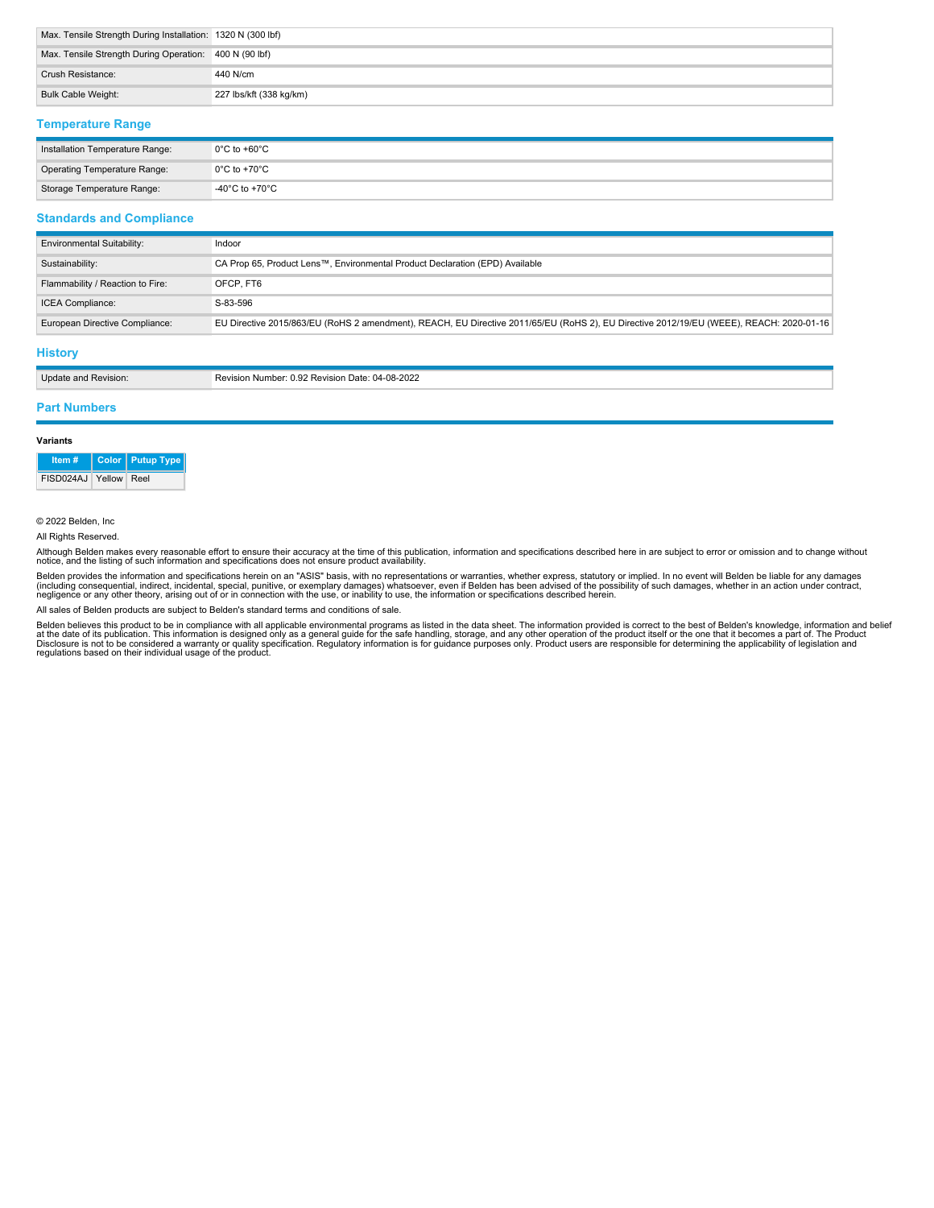| | |
|---|---|
| Max. Tensile Strength During Installation: | 1320 N (300 lbf) |
| Max. Tensile Strength During Operation: | 400 N (90 lbf) |
| Crush Resistance: | 440 N/cm |
| Bulk Cable Weight: | 227 lbs/kft (338 kg/km) |

## Temperature Range

| | |
|---|---|
| Installation Temperature Range: | 0°C to +60°C |
| Operating Temperature Range: | 0°C to +70°C |
| Storage Temperature Range: | -40°C to +70°C |

## Standards and Compliance

| | |
|---|---|
| Environmental Suitability: | Indoor |
| Sustainability: | CA Prop 65, Product Lens™, Environmental Product Declaration (EPD) Available |
| Flammability / Reaction to Fire: | OFCP, FT6 |
| ICEA Compliance: | S-83-596 |
| European Directive Compliance: | EU Directive 2015/863/EU (RoHS 2 amendment), REACH, EU Directive 2011/65/EU (RoHS 2), EU Directive 2012/19/EU (WEEE), REACH: 2020-01-16 |

## History

| | |
|---|---|
| Update and Revision: | Revision Number: 0.92 Revision Date: 04-08-2022 |

## Part Numbers

**Variants**

| Item # | Color | Putup Type |
|---|---|---|
| FISD024AJ | Yellow | Reel |

© 2022 Belden, Inc

All Rights Reserved.

Although Belden makes every reasonable effort to ensure their accuracy at the time of this publication, information and specifications described here in are subject to error or omission and to change without notice, and the listing of such information and specifications does not ensure product availability.

Belden provides the information and specifications herein on an "ASIS" basis, with no representations or warranties, whether express, statutory or implied. In no event will Belden be liable for any damages (including consequential, indirect, incidental, special, punitive, or exemplary damages) whatsoever, even if Belden has been advised of the possibility of such damages, whether in an action under contract, negligence or any other theory, arising out of or in connection with the use, or inability to use, the information or specifications described herein.

All sales of Belden products are subject to Belden's standard terms and conditions of sale.

Belden believes this product to be in compliance with all applicable environmental programs as listed in the data sheet. The information provided is correct to the best of Belden's knowledge, information and belief at the date of its publication. This information is designed only as a general guide for the safe handling, storage, and any other operation of the product itself or the one that it becomes a part of. The Product Disclosure is not to be considered a warranty or quality specification. Regulatory information is for guidance purposes only. Product users are responsible for determining the applicability of legislation and regulations based on their individual usage of the product.